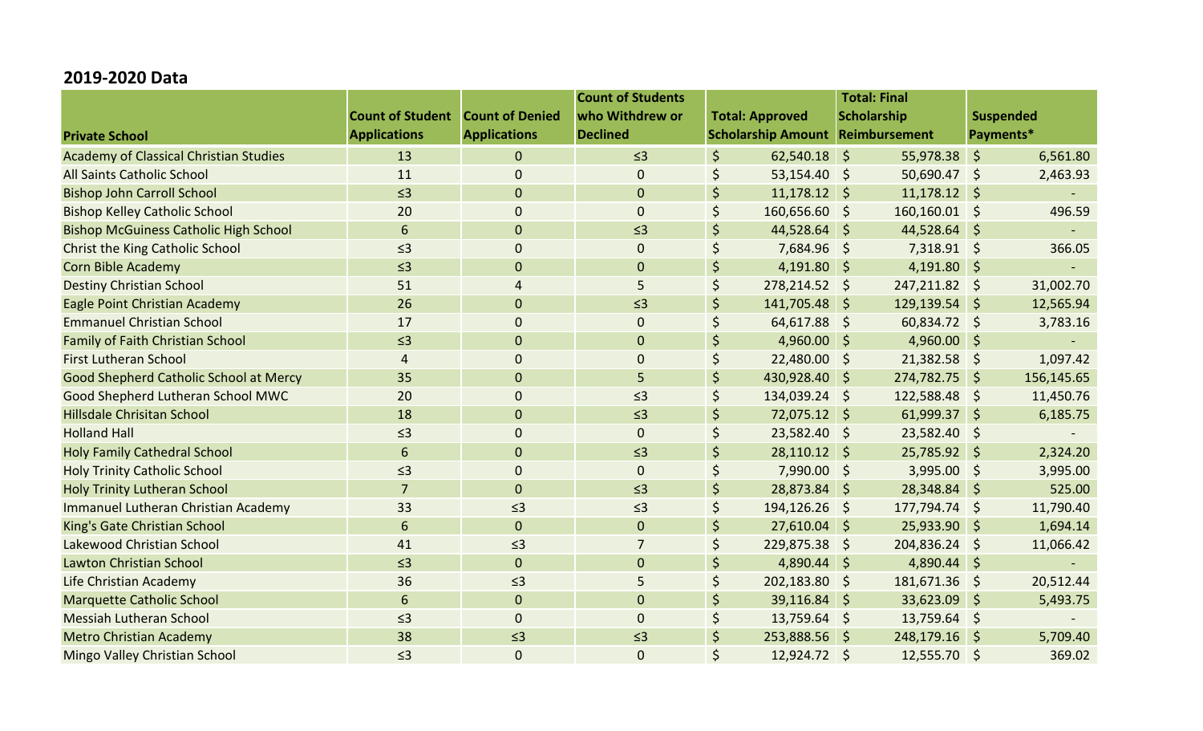## 2019-2020 Data

| Private School | Count of Student Applications | Count of Denied Applications | Count of Students who Withdrew or Declined | Total: Approved Scholarship Amount | Total: Final Scholarship Reimbursement | Suspended Payments* |
|---|---|---|---|---|---|---|
| Academy of Classical Christian Studies | 13 | 0 | ≤3 | $ 62,540.18 | $ 55,978.38 | $ 6,561.80 |
| All Saints Catholic School | 11 | 0 | 0 | $ 53,154.40 | $ 50,690.47 | $ 2,463.93 |
| Bishop John Carroll School | ≤3 | 0 | 0 | $ 11,178.12 | $ 11,178.12 | $ - |
| Bishop Kelley Catholic School | 20 | 0 | 0 | $ 160,656.60 | $ 160,160.01 | $ 496.59 |
| Bishop McGuiness Catholic High School | 6 | 0 | ≤3 | $ 44,528.64 | $ 44,528.64 | $ - |
| Christ the King Catholic School | ≤3 | 0 | 0 | $ 7,684.96 | $ 7,318.91 | $ 366.05 |
| Corn Bible Academy | ≤3 | 0 | 0 | $ 4,191.80 | $ 4,191.80 | $ - |
| Destiny Christian School | 51 | 4 | 5 | $ 278,214.52 | $ 247,211.82 | $ 31,002.70 |
| Eagle Point Christian Academy | 26 | 0 | ≤3 | $ 141,705.48 | $ 129,139.54 | $ 12,565.94 |
| Emmanuel Christian School | 17 | 0 | 0 | $ 64,617.88 | $ 60,834.72 | $ 3,783.16 |
| Family of Faith Christian School | ≤3 | 0 | 0 | $ 4,960.00 | $ 4,960.00 | $ - |
| First Lutheran School | 4 | 0 | 0 | $ 22,480.00 | $ 21,382.58 | $ 1,097.42 |
| Good Shepherd Catholic School at Mercy | 35 | 0 | 5 | $ 430,928.40 | $ 274,782.75 | $ 156,145.65 |
| Good Shepherd Lutheran School MWC | 20 | 0 | ≤3 | $ 134,039.24 | $ 122,588.48 | $ 11,450.76 |
| Hillsdale Chrisitan School | 18 | 0 | ≤3 | $ 72,075.12 | $ 61,999.37 | $ 6,185.75 |
| Holland Hall | ≤3 | 0 | 0 | $ 23,582.40 | $ 23,582.40 | $ - |
| Holy Family Cathedral School | 6 | 0 | ≤3 | $ 28,110.12 | $ 25,785.92 | $ 2,324.20 |
| Holy Trinity Catholic School | ≤3 | 0 | 0 | $ 7,990.00 | $ 3,995.00 | $ 3,995.00 |
| Holy Trinity Lutheran School | 7 | 0 | ≤3 | $ 28,873.84 | $ 28,348.84 | $ 525.00 |
| Immanuel Lutheran Christian Academy | 33 | ≤3 | ≤3 | $ 194,126.26 | $ 177,794.74 | $ 11,790.40 |
| King's Gate Christian School | 6 | 0 | 0 | $ 27,610.04 | $ 25,933.90 | $ 1,694.14 |
| Lakewood Christian School | 41 | ≤3 | 7 | $ 229,875.38 | $ 204,836.24 | $ 11,066.42 |
| Lawton Christian School | ≤3 | 0 | 0 | $ 4,890.44 | $ 4,890.44 | $ - |
| Life Christian Academy | 36 | ≤3 | 5 | $ 202,183.80 | $ 181,671.36 | $ 20,512.44 |
| Marquette Catholic School | 6 | 0 | 0 | $ 39,116.84 | $ 33,623.09 | $ 5,493.75 |
| Messiah Lutheran School | ≤3 | 0 | 0 | $ 13,759.64 | $ 13,759.64 | $ - |
| Metro Christian Academy | 38 | ≤3 | ≤3 | $ 253,888.56 | $ 248,179.16 | $ 5,709.40 |
| Mingo Valley Christian School | ≤3 | 0 | 0 | $ 12,924.72 | $ 12,555.70 | $ 369.02 |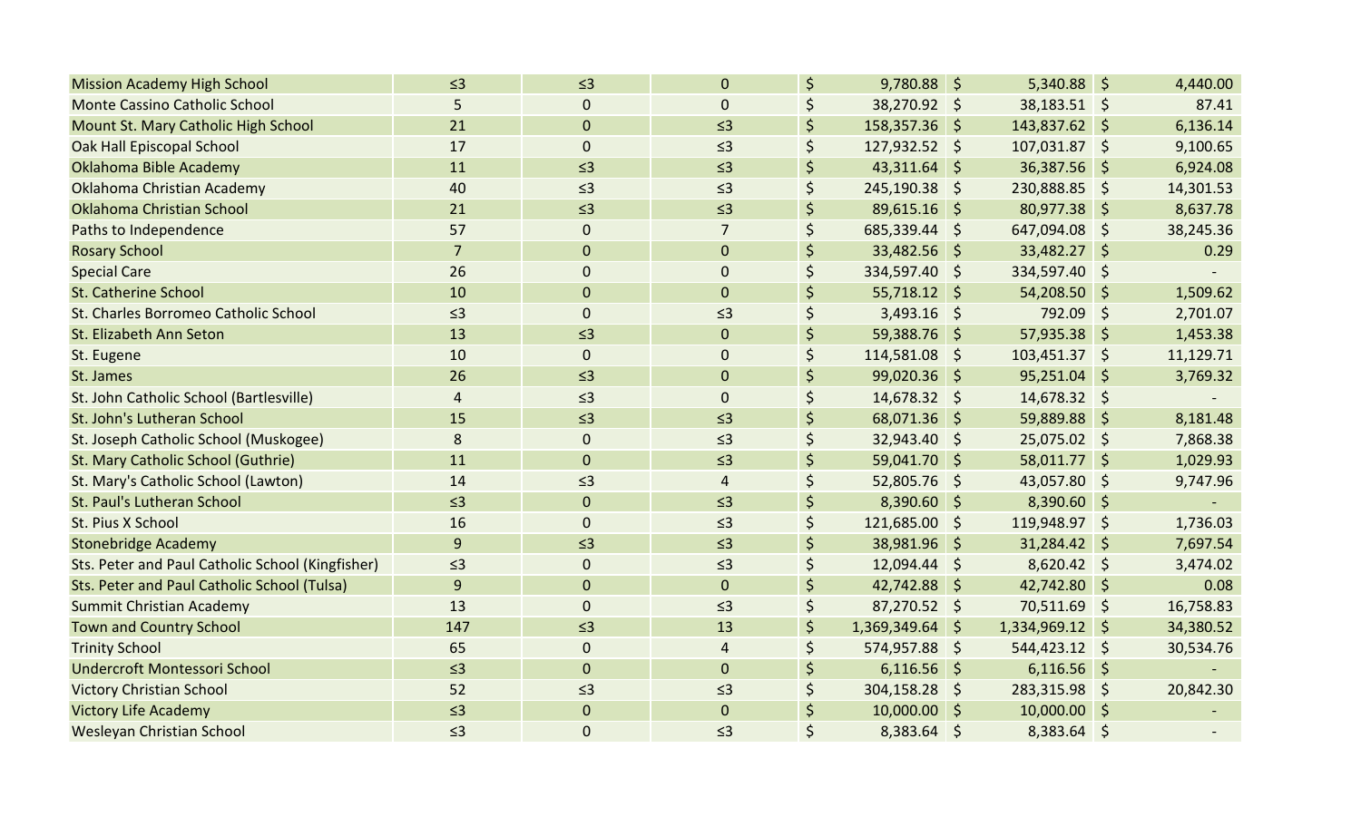| | | | | | | |
|---|---|---|---|---|---|---|
| Mission Academy High School | ≤3 | ≤3 | 0 | $ 9,780.88 | $ 5,340.88 | $ 4,440.00 |
| Monte Cassino Catholic School | 5 | 0 | 0 | $ 38,270.92 | $ 38,183.51 | $ 87.41 |
| Mount St. Mary Catholic High School | 21 | 0 | ≤3 | $ 158,357.36 | $ 143,837.62 | $ 6,136.14 |
| Oak Hall Episcopal School | 17 | 0 | ≤3 | $ 127,932.52 | $ 107,031.87 | $ 9,100.65 |
| Oklahoma Bible Academy | 11 | ≤3 | ≤3 | $ 43,311.64 | $ 36,387.56 | $ 6,924.08 |
| Oklahoma Christian Academy | 40 | ≤3 | ≤3 | $ 245,190.38 | $ 230,888.85 | $ 14,301.53 |
| Oklahoma Christian School | 21 | ≤3 | ≤3 | $ 89,615.16 | $ 80,977.38 | $ 8,637.78 |
| Paths to Independence | 57 | 0 | 7 | $ 685,339.44 | $ 647,094.08 | $ 38,245.36 |
| Rosary School | 7 | 0 | 0 | $ 33,482.56 | $ 33,482.27 | $ 0.29 |
| Special Care | 26 | 0 | 0 | $ 334,597.40 | $ 334,597.40 | $ - |
| St. Catherine School | 10 | 0 | 0 | $ 55,718.12 | $ 54,208.50 | $ 1,509.62 |
| St. Charles Borromeo Catholic School | ≤3 | 0 | ≤3 | $ 3,493.16 | $ 792.09 | $ 2,701.07 |
| St. Elizabeth Ann Seton | 13 | ≤3 | 0 | $ 59,388.76 | $ 57,935.38 | $ 1,453.38 |
| St. Eugene | 10 | 0 | 0 | $ 114,581.08 | $ 103,451.37 | $ 11,129.71 |
| St. James | 26 | ≤3 | 0 | $ 99,020.36 | $ 95,251.04 | $ 3,769.32 |
| St. John Catholic School (Bartlesville) | 4 | ≤3 | 0 | $ 14,678.32 | $ 14,678.32 | $ - |
| St. John's Lutheran School | 15 | ≤3 | ≤3 | $ 68,071.36 | $ 59,889.88 | $ 8,181.48 |
| St. Joseph Catholic School (Muskogee) | 8 | 0 | ≤3 | $ 32,943.40 | $ 25,075.02 | $ 7,868.38 |
| St. Mary Catholic School (Guthrie) | 11 | 0 | ≤3 | $ 59,041.70 | $ 58,011.77 | $ 1,029.93 |
| St. Mary's Catholic School (Lawton) | 14 | ≤3 | 4 | $ 52,805.76 | $ 43,057.80 | $ 9,747.96 |
| St. Paul's Lutheran School | ≤3 | 0 | ≤3 | $ 8,390.60 | $ 8,390.60 | $ - |
| St. Pius X School | 16 | 0 | ≤3 | $ 121,685.00 | $ 119,948.97 | $ 1,736.03 |
| Stonebridge Academy | 9 | ≤3 | ≤3 | $ 38,981.96 | $ 31,284.42 | $ 7,697.54 |
| Sts. Peter and Paul Catholic School (Kingfisher) | ≤3 | 0 | ≤3 | $ 12,094.44 | $ 8,620.42 | $ 3,474.02 |
| Sts. Peter and Paul Catholic School (Tulsa) | 9 | 0 | 0 | $ 42,742.88 | $ 42,742.80 | $ 0.08 |
| Summit Christian Academy | 13 | 0 | ≤3 | $ 87,270.52 | $ 70,511.69 | $ 16,758.83 |
| Town and Country School | 147 | ≤3 | 13 | $ 1,369,349.64 | $ 1,334,969.12 | $ 34,380.52 |
| Trinity School | 65 | 0 | 4 | $ 574,957.88 | $ 544,423.12 | $ 30,534.76 |
| Undercroft Montessori School | ≤3 | 0 | 0 | $ 6,116.56 | $ 6,116.56 | $ - |
| Victory Christian School | 52 | ≤3 | ≤3 | $ 304,158.28 | $ 283,315.98 | $ 20,842.30 |
| Victory Life Academy | ≤3 | 0 | 0 | $ 10,000.00 | $ 10,000.00 | $ - |
| Wesleyan Christian School | ≤3 | 0 | ≤3 | $ 8,383.64 | $ 8,383.64 | $ - |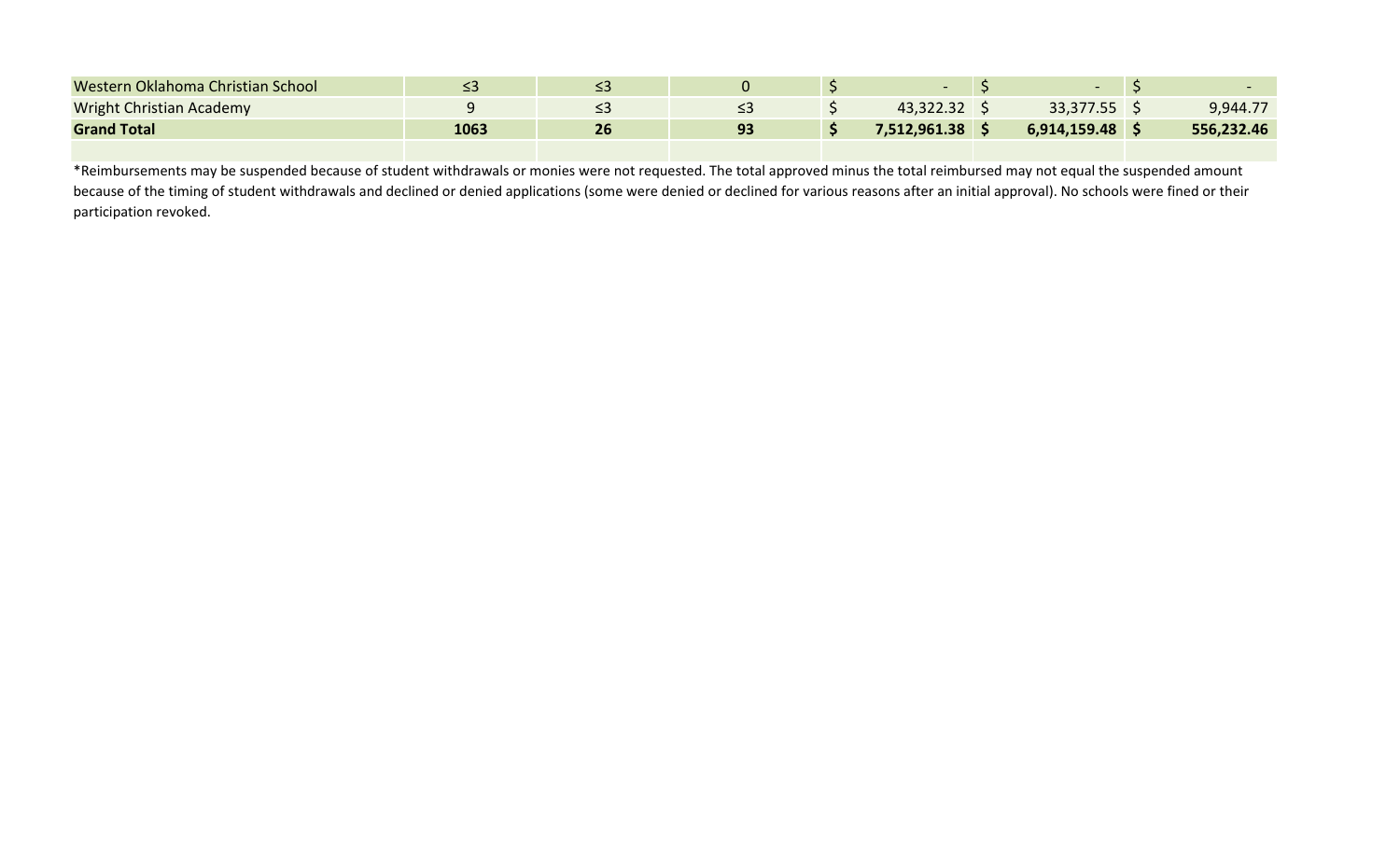| | | | | | | |
|---|---|---|---|---|---|---|
| Western Oklahoma Christian School | ≤3 | ≤3 | 0 | $ - | $ - | $ - |
| Wright Christian Academy | 9 | ≤3 | ≤3 | $ 43,322.32 | $ 33,377.55 | $ 9,944.77 |
| **Grand Total** | **1063** | **26** | **93** | **$ 7,512,961.38** | **$ 6,914,159.48** | **$ 556,232.46** |
| | | | | | | |

*Reimbursements may be suspended because of student withdrawals or monies were not requested. The total approved minus the total reimbursed may not equal the suspended amount because of the timing of student withdrawals and declined or denied applications (some were denied or declined for various reasons after an initial approval). No schools were fined or their participation revoked.